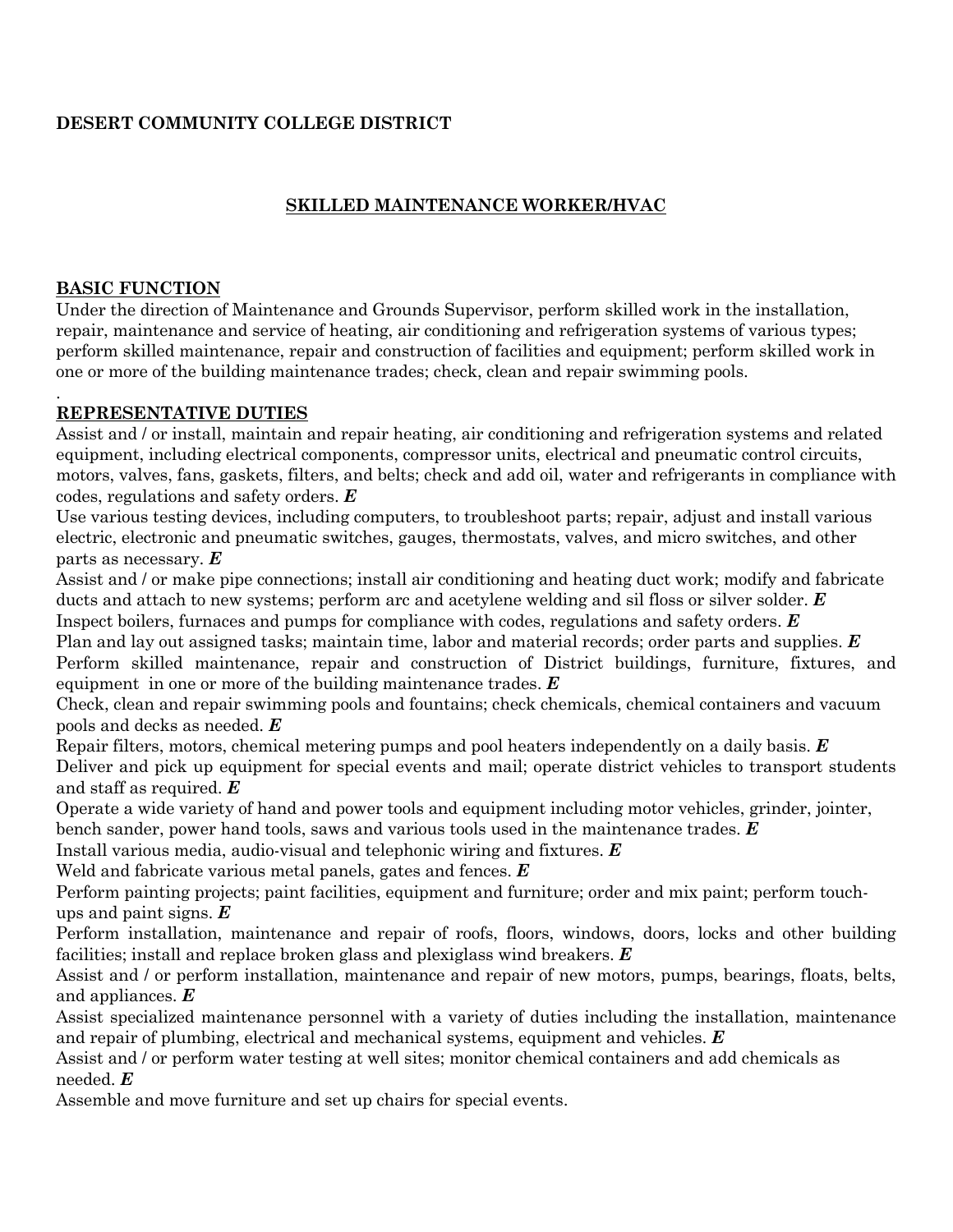**DESERT COMMUNITY COLLEGE DISTRICT**

## SKILLED MAINTENANCE WORKER/HVAC

### BASIC FUNCTION

Under the direction of Maintenance and Grounds Supervisor, perform skilled work in the installation, repair, maintenance and service of heating, air conditioning and refrigeration systems of various types; perform skilled maintenance, repair and construction of facilities and equipment; perform skilled work in one or more of the building maintenance trades; check, clean and repair swimming pools.

.

### REPRESENTATIVE DUTIES

Assist and / or install, maintain and repair heating, air conditioning and refrigeration systems and related equipment, including electrical components, compressor units, electrical and pneumatic control circuits, motors, valves, fans, gaskets, filters, and belts; check and add oil, water and refrigerants in compliance with codes, regulations and safety orders. ***E***

Use various testing devices, including computers, to troubleshoot parts; repair, adjust and install various electric, electronic and pneumatic switches, gauges, thermostats, valves, and micro switches, and other parts as necessary. ***E***

Assist and / or make pipe connections; install air conditioning and heating duct work; modify and fabricate ducts and attach to new systems; perform arc and acetylene welding and sil floss or silver solder. ***E***

Inspect boilers, furnaces and pumps for compliance with codes, regulations and safety orders. ***E***

Plan and lay out assigned tasks; maintain time, labor and material records; order parts and supplies. ***E***

Perform skilled maintenance, repair and construction of District buildings, furniture, fixtures, and equipment in one or more of the building maintenance trades. ***E***

Check, clean and repair swimming pools and fountains; check chemicals, chemical containers and vacuum pools and decks as needed. ***E***

Repair filters, motors, chemical metering pumps and pool heaters independently on a daily basis. ***E***

Deliver and pick up equipment for special events and mail; operate district vehicles to transport students and staff as required. ***E***

Operate a wide variety of hand and power tools and equipment including motor vehicles, grinder, jointer, bench sander, power hand tools, saws and various tools used in the maintenance trades. ***E***

Install various media, audio-visual and telephonic wiring and fixtures. ***E***

Weld and fabricate various metal panels, gates and fences. ***E***

Perform painting projects; paint facilities, equipment and furniture; order and mix paint; perform touch-ups and paint signs. ***E***

Perform installation, maintenance and repair of roofs, floors, windows, doors, locks and other building facilities; install and replace broken glass and plexiglass wind breakers. ***E***

Assist and / or perform installation, maintenance and repair of new motors, pumps, bearings, floats, belts, and appliances. ***E***

Assist specialized maintenance personnel with a variety of duties including the installation, maintenance and repair of plumbing, electrical and mechanical systems, equipment and vehicles. ***E***

Assist and / or perform water testing at well sites; monitor chemical containers and add chemicals as needed. ***E***

Assemble and move furniture and set up chairs for special events.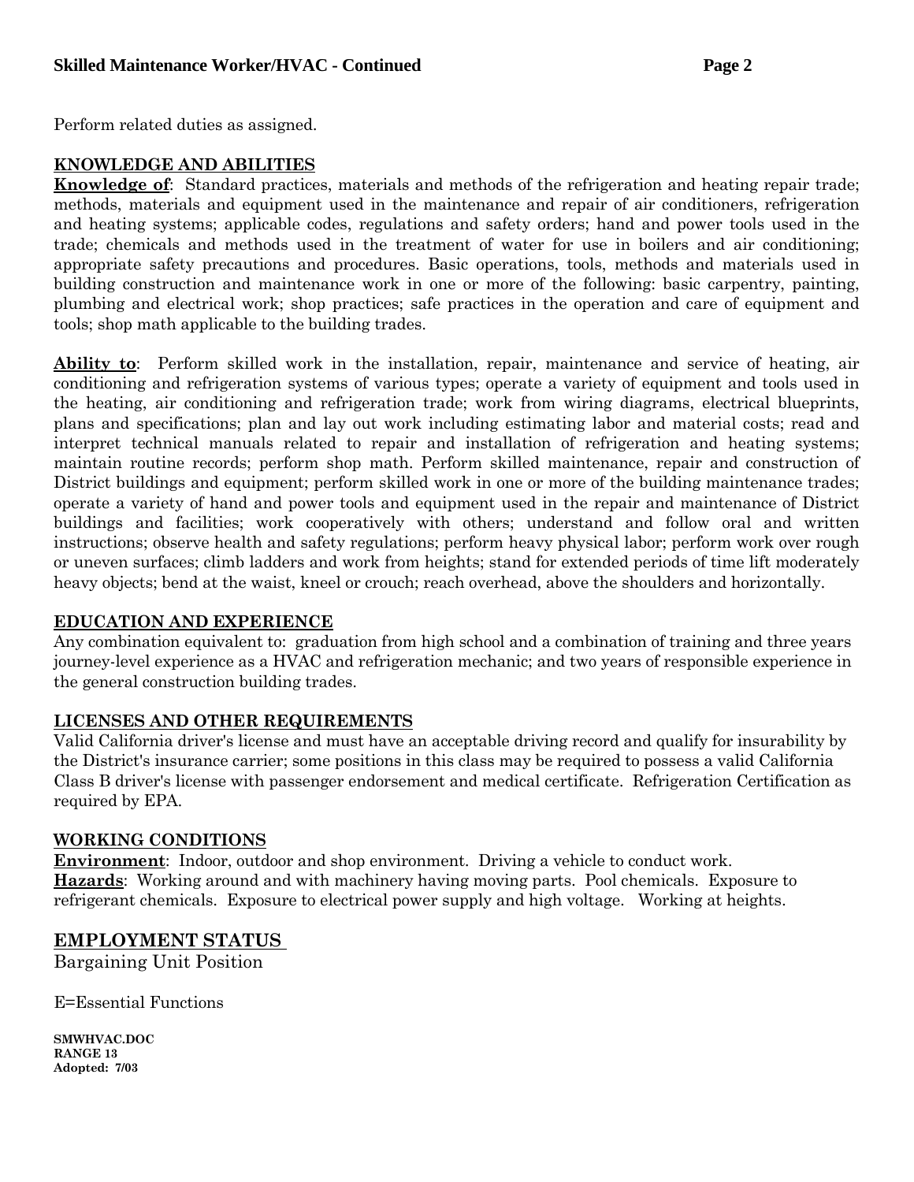Perform related duties as assigned.

## KNOWLEDGE AND ABILITIES

**Knowledge of**: Standard practices, materials and methods of the refrigeration and heating repair trade; methods, materials and equipment used in the maintenance and repair of air conditioners, refrigeration and heating systems; applicable codes, regulations and safety orders; hand and power tools used in the trade; chemicals and methods used in the treatment of water for use in boilers and air conditioning; appropriate safety precautions and procedures. Basic operations, tools, methods and materials used in building construction and maintenance work in one or more of the following: basic carpentry, painting, plumbing and electrical work; shop practices; safe practices in the operation and care of equipment and tools; shop math applicable to the building trades.

**Ability to**: Perform skilled work in the installation, repair, maintenance and service of heating, air conditioning and refrigeration systems of various types; operate a variety of equipment and tools used in the heating, air conditioning and refrigeration trade; work from wiring diagrams, electrical blueprints, plans and specifications; plan and lay out work including estimating labor and material costs; read and interpret technical manuals related to repair and installation of refrigeration and heating systems; maintain routine records; perform shop math. Perform skilled maintenance, repair and construction of District buildings and equipment; perform skilled work in one or more of the building maintenance trades; operate a variety of hand and power tools and equipment used in the repair and maintenance of District buildings and facilities; work cooperatively with others; understand and follow oral and written instructions; observe health and safety regulations; perform heavy physical labor; perform work over rough or uneven surfaces; climb ladders and work from heights; stand for extended periods of time lift moderately heavy objects; bend at the waist, kneel or crouch; reach overhead, above the shoulders and horizontally.

## EDUCATION AND EXPERIENCE

Any combination equivalent to: graduation from high school and a combination of training and three years journey-level experience as a HVAC and refrigeration mechanic; and two years of responsible experience in the general construction building trades.

## LICENSES AND OTHER REQUIREMENTS

Valid California driver's license and must have an acceptable driving record and qualify for insurability by the District's insurance carrier; some positions in this class may be required to possess a valid California Class B driver's license with passenger endorsement and medical certificate. Refrigeration Certification as required by EPA.

## WORKING CONDITIONS

**Environment**: Indoor, outdoor and shop environment. Driving a vehicle to conduct work.
**Hazards**: Working around and with machinery having moving parts. Pool chemicals. Exposure to refrigerant chemicals. Exposure to electrical power supply and high voltage. Working at heights.

## EMPLOYMENT STATUS

Bargaining Unit Position

E=Essential Functions

**SMWHVAC.DOC**
**RANGE 13**
**Adopted: 7/03**